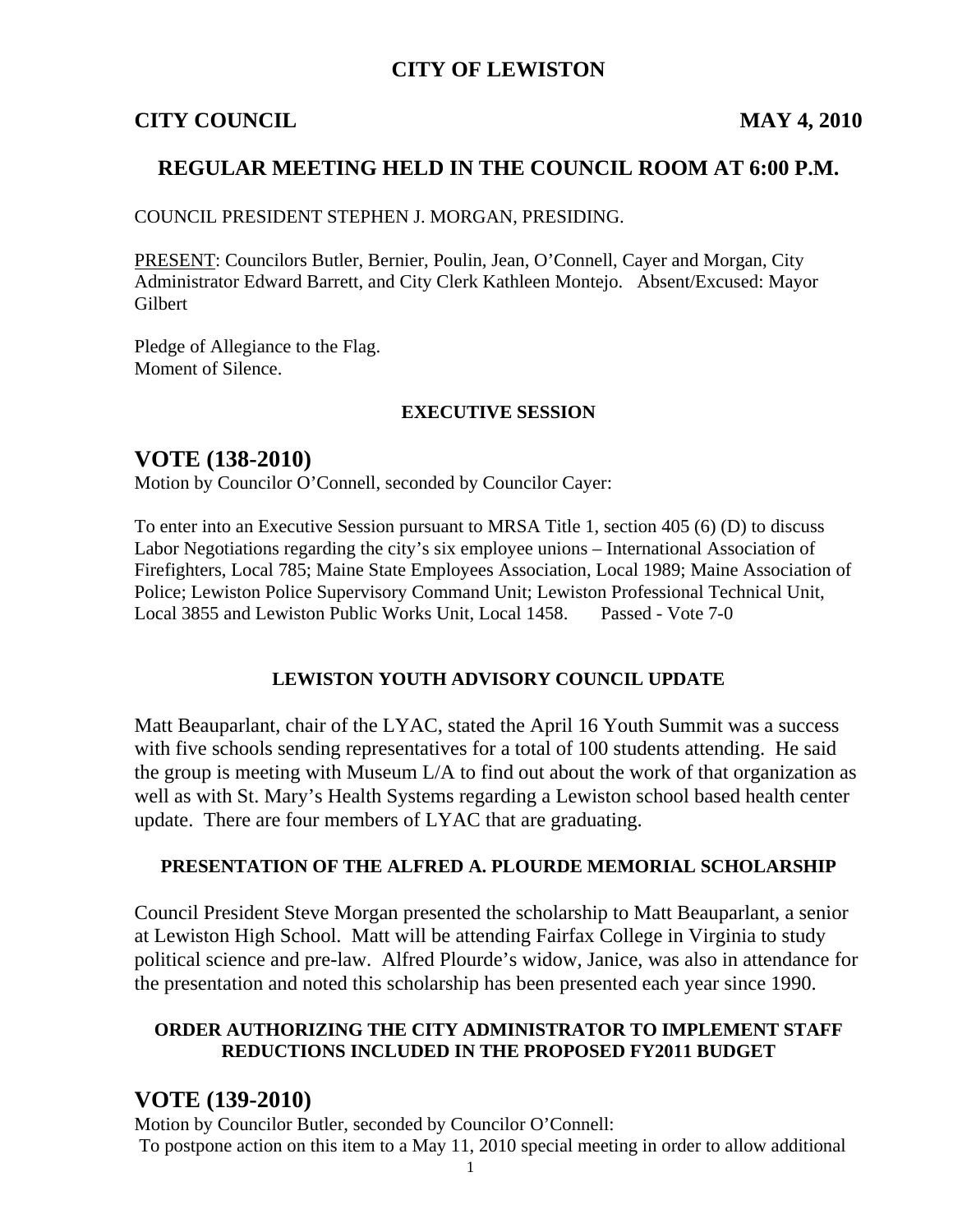# CITY OF LEWISTON

**CITY COUNCIL** **MAY 4, 2010**

## REGULAR MEETING HELD IN THE COUNCIL ROOM AT 6:00 P.M.

COUNCIL PRESIDENT STEPHEN J. MORGAN, PRESIDING.

PRESENT: Councilors Butler, Bernier, Poulin, Jean, O'Connell, Cayer and Morgan, City Administrator Edward Barrett, and City Clerk Kathleen Montejo. Absent/Excused: Mayor Gilbert

Pledge of Allegiance to the Flag.
Moment of Silence.

### EXECUTIVE SESSION

## VOTE (138-2010)

Motion by Councilor O'Connell, seconded by Councilor Cayer:

To enter into an Executive Session pursuant to MRSA Title 1, section 405 (6) (D) to discuss Labor Negotiations regarding the city's six employee unions – International Association of Firefighters, Local 785; Maine State Employees Association, Local 1989; Maine Association of Police; Lewiston Police Supervisory Command Unit; Lewiston Professional Technical Unit, Local 3855 and Lewiston Public Works Unit, Local 1458. Passed - Vote 7-0

### LEWISTON YOUTH ADVISORY COUNCIL UPDATE

Matt Beauparlant, chair of the LYAC, stated the April 16 Youth Summit was a success with five schools sending representatives for a total of 100 students attending. He said the group is meeting with Museum L/A to find out about the work of that organization as well as with St. Mary's Health Systems regarding a Lewiston school based health center update. There are four members of LYAC that are graduating.

### PRESENTATION OF THE ALFRED A. PLOURDE MEMORIAL SCHOLARSHIP

Council President Steve Morgan presented the scholarship to Matt Beauparlant, a senior at Lewiston High School. Matt will be attending Fairfax College in Virginia to study political science and pre-law. Alfred Plourde's widow, Janice, was also in attendance for the presentation and noted this scholarship has been presented each year since 1990.

### ORDER AUTHORIZING THE CITY ADMINISTRATOR TO IMPLEMENT STAFF REDUCTIONS INCLUDED IN THE PROPOSED FY2011 BUDGET

## VOTE (139-2010)

Motion by Councilor Butler, seconded by Councilor O'Connell:
To postpone action on this item to a May 11, 2010 special meeting in order to allow additional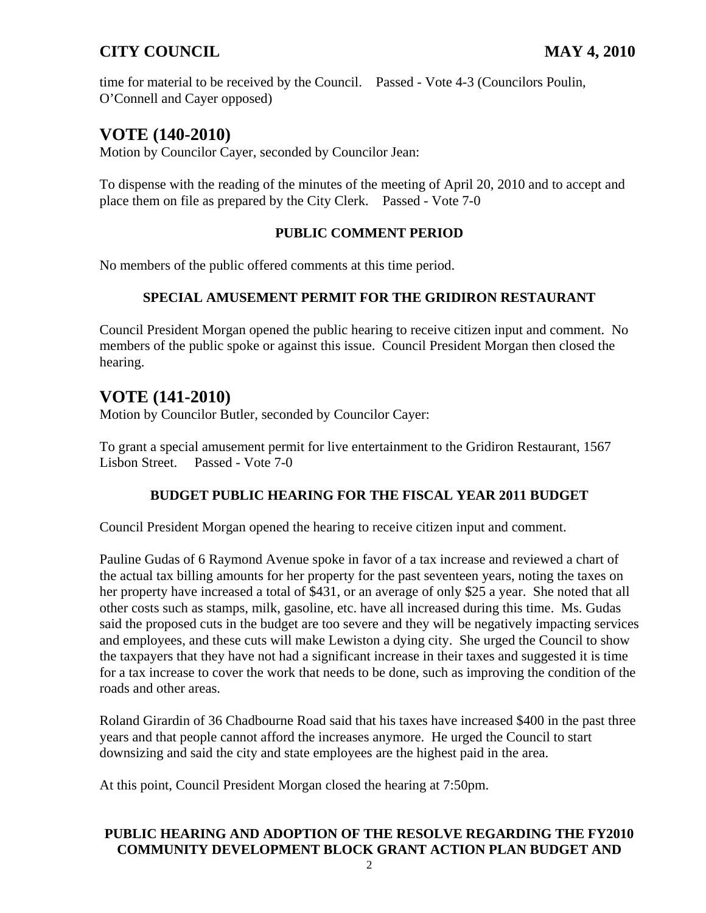time for material to be received by the Council. Passed - Vote 4-3 (Councilors Poulin, O'Connell and Cayer opposed)

## VOTE (140-2010)

Motion by Councilor Cayer, seconded by Councilor Jean:

To dispense with the reading of the minutes of the meeting of April 20, 2010 and to accept and place them on file as prepared by the City Clerk. Passed - Vote 7-0

### PUBLIC COMMENT PERIOD

No members of the public offered comments at this time period.

### SPECIAL AMUSEMENT PERMIT FOR THE GRIDIRON RESTAURANT

Council President Morgan opened the public hearing to receive citizen input and comment. No members of the public spoke or against this issue. Council President Morgan then closed the hearing.

## VOTE (141-2010)

Motion by Councilor Butler, seconded by Councilor Cayer:

To grant a special amusement permit for live entertainment to the Gridiron Restaurant, 1567 Lisbon Street. Passed - Vote 7-0

### BUDGET PUBLIC HEARING FOR THE FISCAL YEAR 2011 BUDGET

Council President Morgan opened the hearing to receive citizen input and comment.

Pauline Gudas of 6 Raymond Avenue spoke in favor of a tax increase and reviewed a chart of the actual tax billing amounts for her property for the past seventeen years, noting the taxes on her property have increased a total of $431, or an average of only $25 a year. She noted that all other costs such as stamps, milk, gasoline, etc. have all increased during this time. Ms. Gudas said the proposed cuts in the budget are too severe and they will be negatively impacting services and employees, and these cuts will make Lewiston a dying city. She urged the Council to show the taxpayers that they have not had a significant increase in their taxes and suggested it is time for a tax increase to cover the work that needs to be done, such as improving the condition of the roads and other areas.

Roland Girardin of 36 Chadbourne Road said that his taxes have increased $400 in the past three years and that people cannot afford the increases anymore. He urged the Council to start downsizing and said the city and state employees are the highest paid in the area.

At this point, Council President Morgan closed the hearing at 7:50pm.

### PUBLIC HEARING AND ADOPTION OF THE RESOLVE REGARDING THE FY2010 COMMUNITY DEVELOPMENT BLOCK GRANT ACTION PLAN BUDGET AND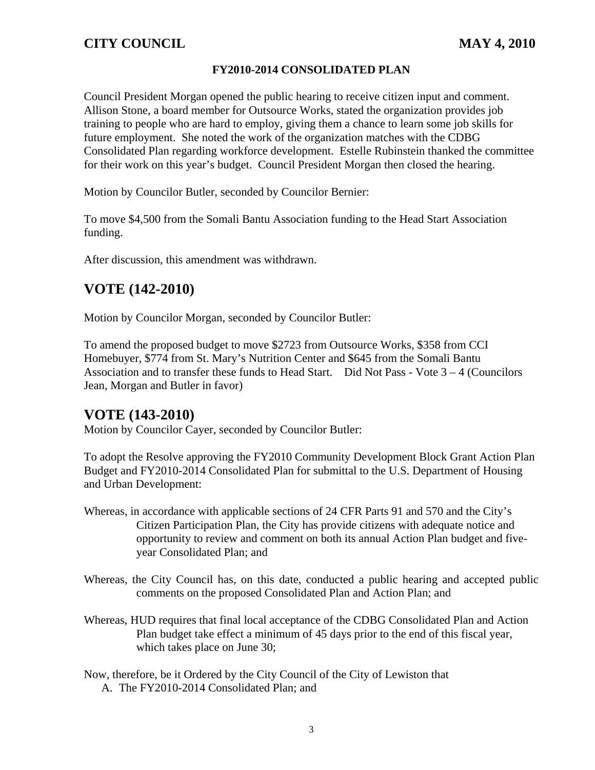### FY2010-2014 CONSOLIDATED PLAN

Council President Morgan opened the public hearing to receive citizen input and comment. Allison Stone, a board member for Outsource Works, stated the organization provides job training to people who are hard to employ, giving them a chance to learn some job skills for future employment. She noted the work of the organization matches with the CDBG Consolidated Plan regarding workforce development. Estelle Rubinstein thanked the committee for their work on this year's budget. Council President Morgan then closed the hearing.

Motion by Councilor Butler, seconded by Councilor Bernier:

To move $4,500 from the Somali Bantu Association funding to the Head Start Association funding.

After discussion, this amendment was withdrawn.

## VOTE (142-2010)

Motion by Councilor Morgan, seconded by Councilor Butler:

To amend the proposed budget to move $2723 from Outsource Works, $358 from CCI Homebuyer, $774 from St. Mary's Nutrition Center and $645 from the Somali Bantu Association and to transfer these funds to Head Start. Did Not Pass - Vote 3 – 4 (Councilors Jean, Morgan and Butler in favor)

## VOTE (143-2010)

Motion by Councilor Cayer, seconded by Councilor Butler:

To adopt the Resolve approving the FY2010 Community Development Block Grant Action Plan Budget and FY2010-2014 Consolidated Plan for submittal to the U.S. Department of Housing and Urban Development:

Whereas, in accordance with applicable sections of 24 CFR Parts 91 and 570 and the City's Citizen Participation Plan, the City has provide citizens with adequate notice and opportunity to review and comment on both its annual Action Plan budget and five-year Consolidated Plan; and

Whereas, the City Council has, on this date, conducted a public hearing and accepted public comments on the proposed Consolidated Plan and Action Plan; and

Whereas, HUD requires that final local acceptance of the CDBG Consolidated Plan and Action Plan budget take effect a minimum of 45 days prior to the end of this fiscal year, which takes place on June 30;

Now, therefore, be it Ordered by the City Council of the City of Lewiston that

A. The FY2010-2014 Consolidated Plan; and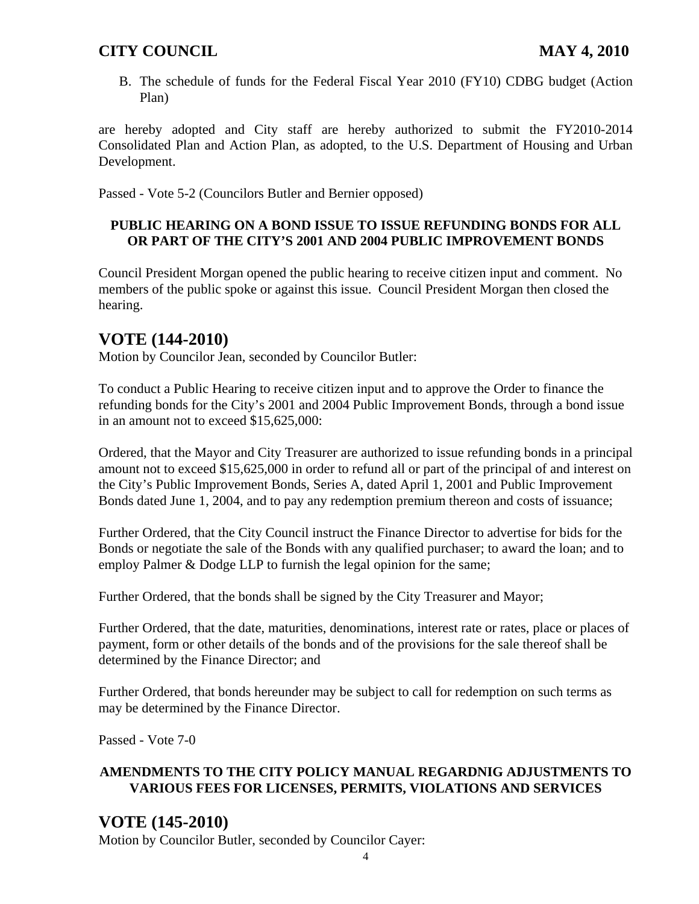B. The schedule of funds for the Federal Fiscal Year 2010 (FY10) CDBG budget (Action Plan)

are hereby adopted and City staff are hereby authorized to submit the FY2010-2014 Consolidated Plan and Action Plan, as adopted, to the U.S. Department of Housing and Urban Development.

Passed - Vote 5-2 (Councilors Butler and Bernier opposed)

**PUBLIC HEARING ON A BOND ISSUE TO ISSUE REFUNDING BONDS FOR ALL OR PART OF THE CITY'S 2001 AND 2004 PUBLIC IMPROVEMENT BONDS**

Council President Morgan opened the public hearing to receive citizen input and comment. No members of the public spoke or against this issue. Council President Morgan then closed the hearing.

## VOTE (144-2010)

Motion by Councilor Jean, seconded by Councilor Butler:

To conduct a Public Hearing to receive citizen input and to approve the Order to finance the refunding bonds for the City's 2001 and 2004 Public Improvement Bonds, through a bond issue in an amount not to exceed $15,625,000:

Ordered, that the Mayor and City Treasurer are authorized to issue refunding bonds in a principal amount not to exceed $15,625,000 in order to refund all or part of the principal of and interest on the City's Public Improvement Bonds, Series A, dated April 1, 2001 and Public Improvement Bonds dated June 1, 2004, and to pay any redemption premium thereon and costs of issuance;

Further Ordered, that the City Council instruct the Finance Director to advertise for bids for the Bonds or negotiate the sale of the Bonds with any qualified purchaser; to award the loan; and to employ Palmer & Dodge LLP to furnish the legal opinion for the same;

Further Ordered, that the bonds shall be signed by the City Treasurer and Mayor;

Further Ordered, that the date, maturities, denominations, interest rate or rates, place or places of payment, form or other details of the bonds and of the provisions for the sale thereof shall be determined by the Finance Director; and

Further Ordered, that bonds hereunder may be subject to call for redemption on such terms as may be determined by the Finance Director.

Passed - Vote 7-0

**AMENDMENTS TO THE CITY POLICY MANUAL REGARDNIG ADJUSTMENTS TO VARIOUS FEES FOR LICENSES, PERMITS, VIOLATIONS AND SERVICES**

## VOTE (145-2010)

Motion by Councilor Butler, seconded by Councilor Cayer: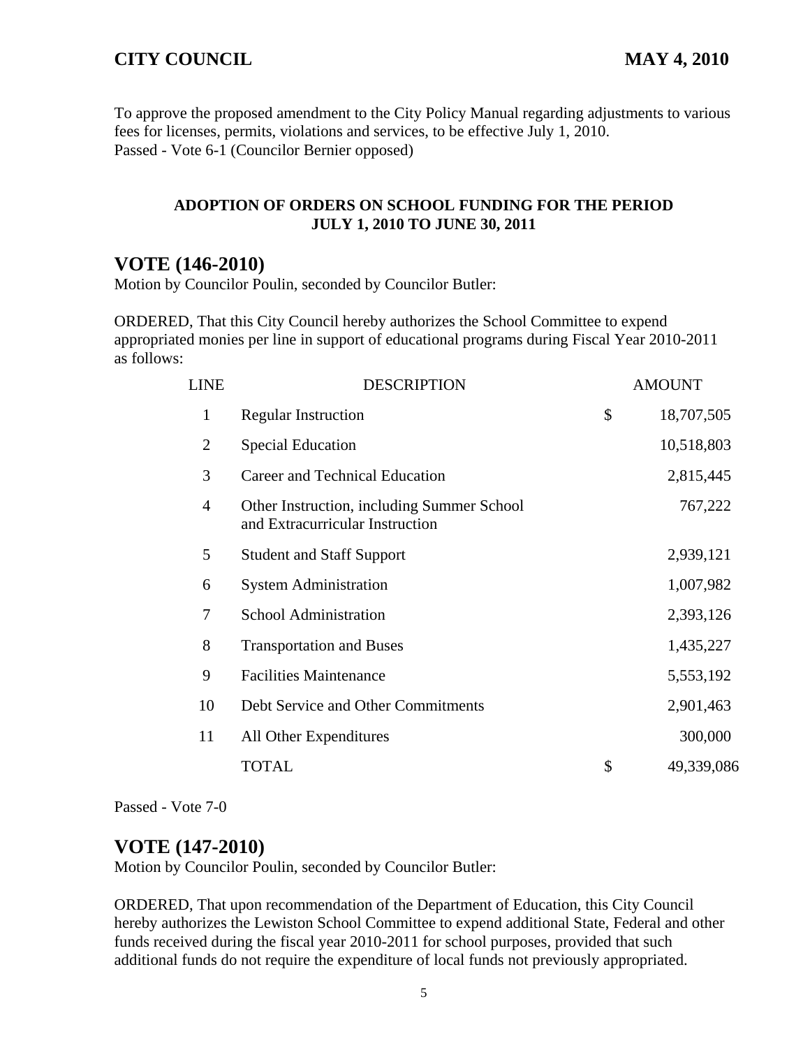To approve the proposed amendment to the City Policy Manual regarding adjustments to various fees for licenses, permits, violations and services, to be effective July 1, 2010.
Passed - Vote 6-1 (Councilor Bernier opposed)

**ADOPTION OF ORDERS ON SCHOOL FUNDING FOR THE PERIOD JULY 1, 2010 TO JUNE 30, 2011**

## VOTE (146-2010)

Motion by Councilor Poulin, seconded by Councilor Butler:

ORDERED, That this City Council hereby authorizes the School Committee to expend appropriated monies per line in support of educational programs during Fiscal Year 2010-2011 as follows:

| LINE | DESCRIPTION | | AMOUNT |
|---|---|---|---|
| 1 | Regular Instruction | $ | 18,707,505 |
| 2 | Special Education | | 10,518,803 |
| 3 | Career and Technical Education | | 2,815,445 |
| 4 | Other Instruction, including Summer School and Extracurricular Instruction | | 767,222 |
| 5 | Student and Staff Support | | 2,939,121 |
| 6 | System Administration | | 1,007,982 |
| 7 | School Administration | | 2,393,126 |
| 8 | Transportation and Buses | | 1,435,227 |
| 9 | Facilities Maintenance | | 5,553,192 |
| 10 | Debt Service and Other Commitments | | 2,901,463 |
| 11 | All Other Expenditures | | 300,000 |
| | TOTAL | $ | 49,339,086 |

Passed - Vote 7-0

## VOTE (147-2010)

Motion by Councilor Poulin, seconded by Councilor Butler:

ORDERED, That upon recommendation of the Department of Education, this City Council hereby authorizes the Lewiston School Committee to expend additional State, Federal and other funds received during the fiscal year 2010-2011 for school purposes, provided that such additional funds do not require the expenditure of local funds not previously appropriated.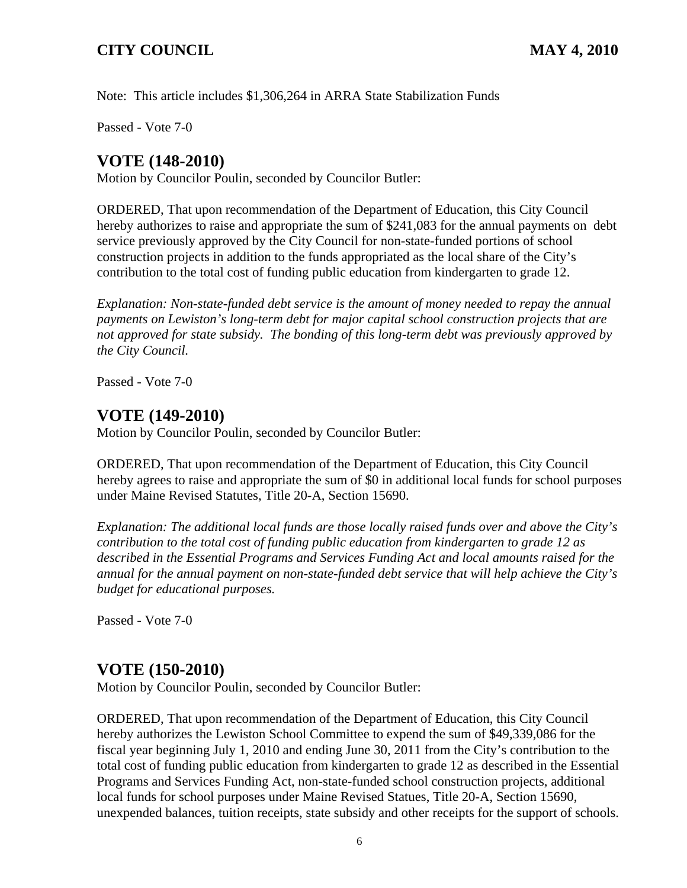Note: This article includes $1,306,264 in ARRA State Stabilization Funds

Passed - Vote 7-0

## VOTE (148-2010)

Motion by Councilor Poulin, seconded by Councilor Butler:

ORDERED, That upon recommendation of the Department of Education, this City Council hereby authorizes to raise and appropriate the sum of $241,083 for the annual payments on debt service previously approved by the City Council for non-state-funded portions of school construction projects in addition to the funds appropriated as the local share of the City's contribution to the total cost of funding public education from kindergarten to grade 12.

*Explanation: Non-state-funded debt service is the amount of money needed to repay the annual payments on Lewiston's long-term debt for major capital school construction projects that are not approved for state subsidy. The bonding of this long-term debt was previously approved by the City Council.*

Passed - Vote 7-0

## VOTE (149-2010)

Motion by Councilor Poulin, seconded by Councilor Butler:

ORDERED, That upon recommendation of the Department of Education, this City Council hereby agrees to raise and appropriate the sum of $0 in additional local funds for school purposes under Maine Revised Statutes, Title 20-A, Section 15690.

*Explanation: The additional local funds are those locally raised funds over and above the City's contribution to the total cost of funding public education from kindergarten to grade 12 as described in the Essential Programs and Services Funding Act and local amounts raised for the annual for the annual payment on non-state-funded debt service that will help achieve the City's budget for educational purposes.*

Passed - Vote 7-0

## VOTE (150-2010)

Motion by Councilor Poulin, seconded by Councilor Butler:

ORDERED, That upon recommendation of the Department of Education, this City Council hereby authorizes the Lewiston School Committee to expend the sum of $49,339,086 for the fiscal year beginning July 1, 2010 and ending June 30, 2011 from the City's contribution to the total cost of funding public education from kindergarten to grade 12 as described in the Essential Programs and Services Funding Act, non-state-funded school construction projects, additional local funds for school purposes under Maine Revised Statues, Title 20-A, Section 15690, unexpended balances, tuition receipts, state subsidy and other receipts for the support of schools.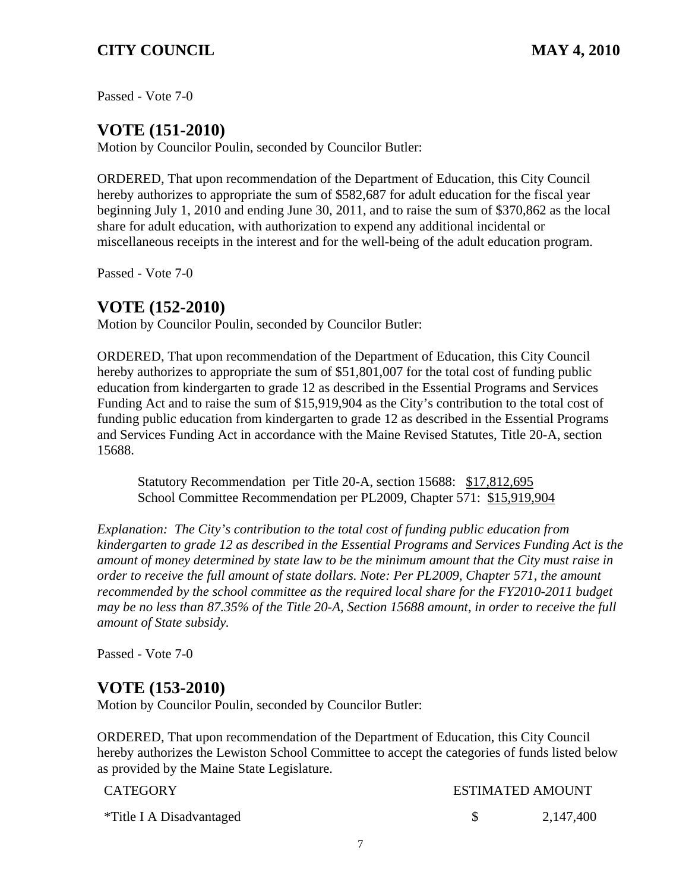Passed - Vote 7-0

## VOTE (151-2010)

Motion by Councilor Poulin, seconded by Councilor Butler:

ORDERED, That upon recommendation of the Department of Education, this City Council hereby authorizes to appropriate the sum of $582,687 for adult education for the fiscal year beginning July 1, 2010 and ending June 30, 2011, and to raise the sum of $370,862 as the local share for adult education, with authorization to expend any additional incidental or miscellaneous receipts in the interest and for the well-being of the adult education program.

Passed - Vote 7-0

## VOTE (152-2010)

Motion by Councilor Poulin, seconded by Councilor Butler:

ORDERED, That upon recommendation of the Department of Education, this City Council hereby authorizes to appropriate the sum of $51,801,007 for the total cost of funding public education from kindergarten to grade 12 as described in the Essential Programs and Services Funding Act and to raise the sum of $15,919,904 as the City's contribution to the total cost of funding public education from kindergarten to grade 12 as described in the Essential Programs and Services Funding Act in accordance with the Maine Revised Statutes, Title 20-A, section 15688.

Statutory Recommendation per Title 20-A, section 15688: <u>$17,812,695</u>
School Committee Recommendation per PL2009, Chapter 571: <u>$15,919,904</u>

*Explanation: The City's contribution to the total cost of funding public education from kindergarten to grade 12 as described in the Essential Programs and Services Funding Act is the amount of money determined by state law to be the minimum amount that the City must raise in order to receive the full amount of state dollars. Note: Per PL2009, Chapter 571, the amount recommended by the school committee as the required local share for the FY2010-2011 budget may be no less than 87.35% of the Title 20-A, Section 15688 amount, in order to receive the full amount of State subsidy.*

Passed - Vote 7-0

## VOTE (153-2010)

Motion by Councilor Poulin, seconded by Councilor Butler:

ORDERED, That upon recommendation of the Department of Education, this City Council hereby authorizes the Lewiston School Committee to accept the categories of funds listed below as provided by the Maine State Legislature.

| CATEGORY | ESTIMATED AMOUNT |
|---|---|
| *Title I A Disadvantaged | $ 2,147,400 |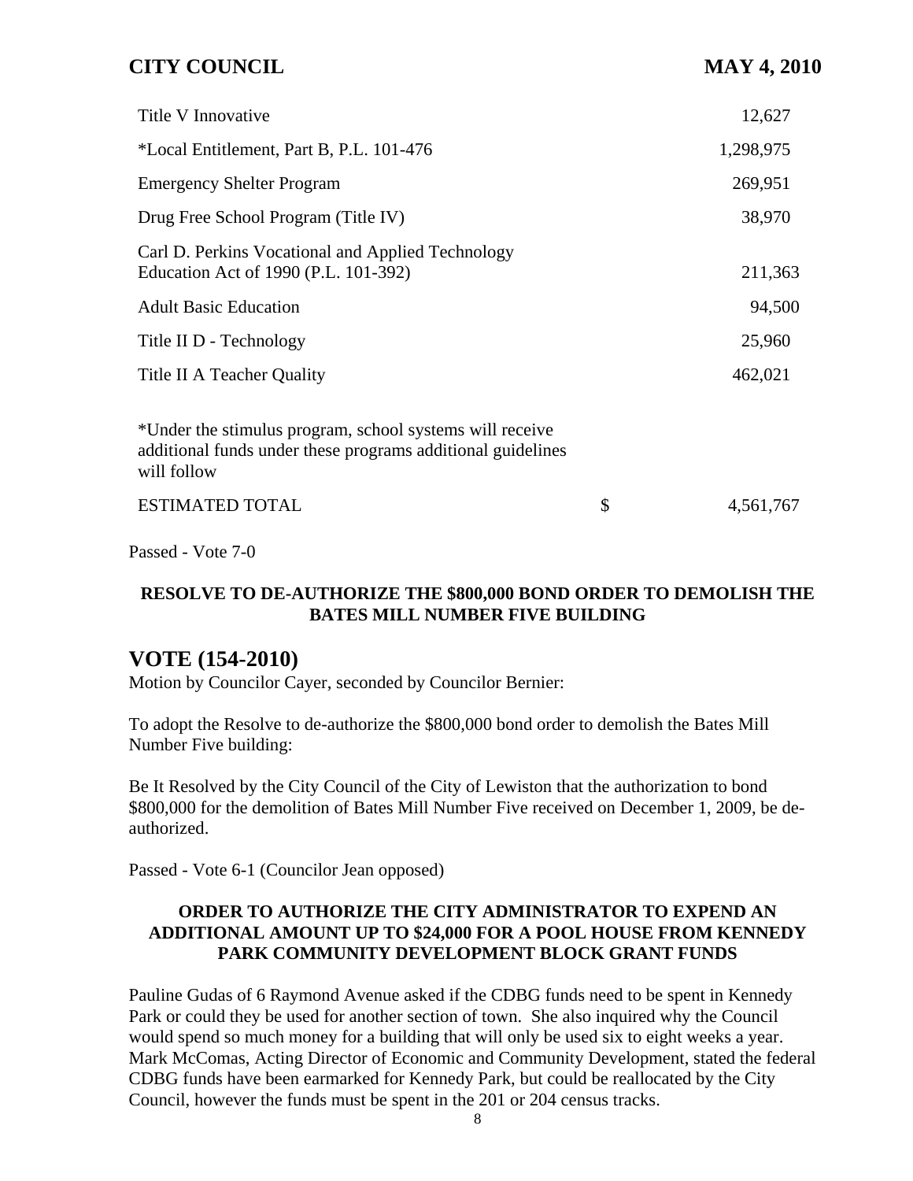| | | |
|---|---|---|
| Title V Innovative | | 12,627 |
| *Local Entitlement, Part B, P.L. 101-476 | | 1,298,975 |
| Emergency Shelter Program | | 269,951 |
| Drug Free School Program (Title IV) | | 38,970 |
| Carl D. Perkins Vocational and Applied Technology Education Act of 1990 (P.L. 101-392) | | 211,363 |
| Adult Basic Education | | 94,500 |
| Title II D - Technology | | 25,960 |
| Title II A Teacher Quality | | 462,021 |
| *Under the stimulus program, school systems will receive additional funds under these programs additional guidelines will follow | | |
| ESTIMATED TOTAL | $ | 4,561,767 |

Passed - Vote 7-0

**RESOLVE TO DE-AUTHORIZE THE $800,000 BOND ORDER TO DEMOLISH THE BATES MILL NUMBER FIVE BUILDING**

## VOTE (154-2010)

Motion by Councilor Cayer, seconded by Councilor Bernier:

To adopt the Resolve to de-authorize the $800,000 bond order to demolish the Bates Mill Number Five building:

Be It Resolved by the City Council of the City of Lewiston that the authorization to bond $800,000 for the demolition of Bates Mill Number Five received on December 1, 2009, be de-authorized.

Passed - Vote 6-1 (Councilor Jean opposed)

**ORDER TO AUTHORIZE THE CITY ADMINISTRATOR TO EXPEND AN ADDITIONAL AMOUNT UP TO $24,000 FOR A POOL HOUSE FROM KENNEDY PARK COMMUNITY DEVELOPMENT BLOCK GRANT FUNDS**

Pauline Gudas of 6 Raymond Avenue asked if the CDBG funds need to be spent in Kennedy Park or could they be used for another section of town. She also inquired why the Council would spend so much money for a building that will only be used six to eight weeks a year. Mark McComas, Acting Director of Economic and Community Development, stated the federal CDBG funds have been earmarked for Kennedy Park, but could be reallocated by the City Council, however the funds must be spent in the 201 or 204 census tracks.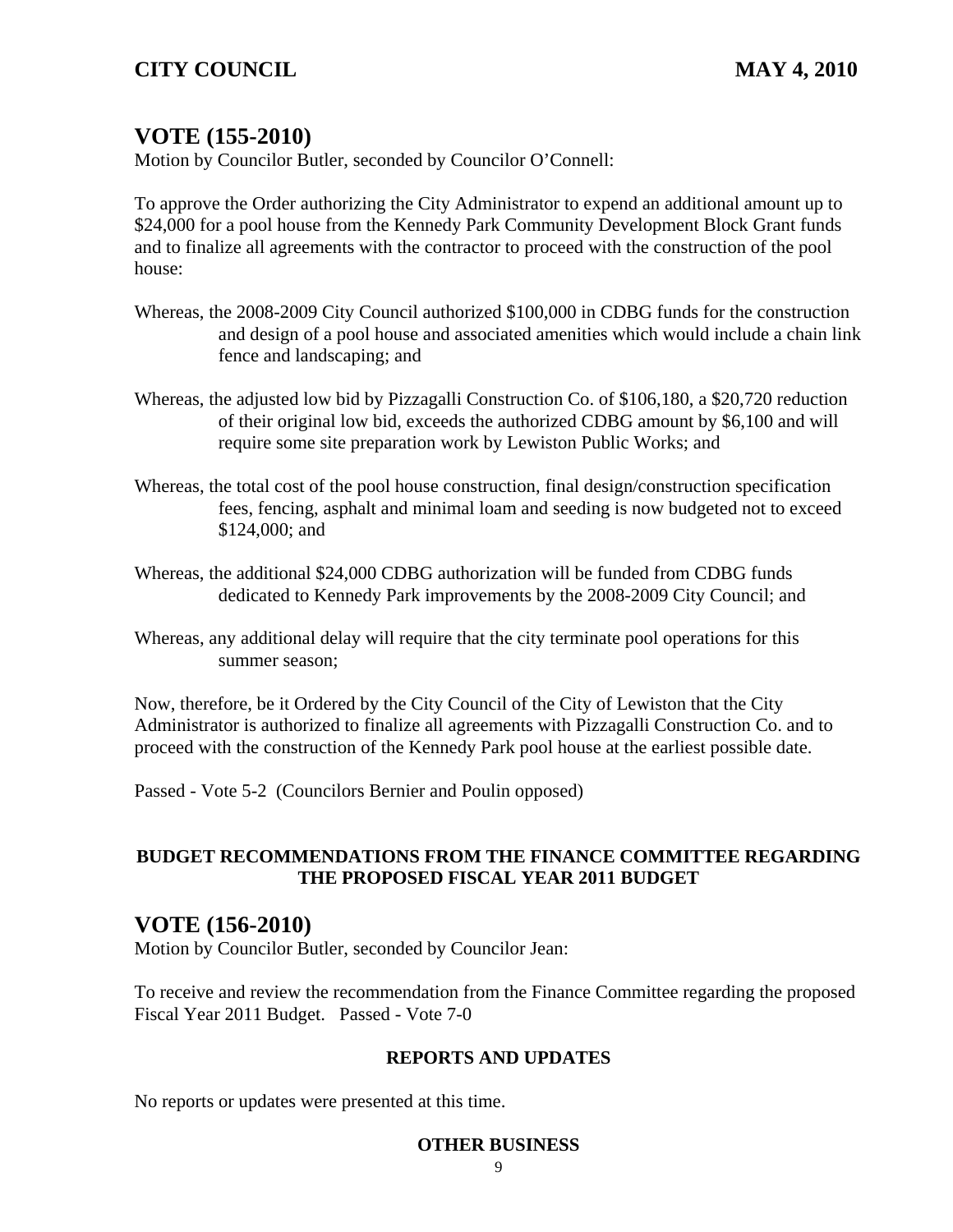## VOTE (155-2010)

Motion by Councilor Butler, seconded by Councilor O'Connell:

To approve the Order authorizing the City Administrator to expend an additional amount up to $24,000 for a pool house from the Kennedy Park Community Development Block Grant funds and to finalize all agreements with the contractor to proceed with the construction of the pool house:

Whereas, the 2008-2009 City Council authorized $100,000 in CDBG funds for the construction and design of a pool house and associated amenities which would include a chain link fence and landscaping; and

Whereas, the adjusted low bid by Pizzagalli Construction Co. of $106,180, a $20,720 reduction of their original low bid, exceeds the authorized CDBG amount by $6,100 and will require some site preparation work by Lewiston Public Works; and

Whereas, the total cost of the pool house construction, final design/construction specification fees, fencing, asphalt and minimal loam and seeding is now budgeted not to exceed $124,000; and

Whereas, the additional $24,000 CDBG authorization will be funded from CDBG funds dedicated to Kennedy Park improvements by the 2008-2009 City Council; and

Whereas, any additional delay will require that the city terminate pool operations for this summer season;

Now, therefore, be it Ordered by the City Council of the City of Lewiston that the City Administrator is authorized to finalize all agreements with Pizzagalli Construction Co. and to proceed with the construction of the Kennedy Park pool house at the earliest possible date.

Passed - Vote 5-2 (Councilors Bernier and Poulin opposed)

**BUDGET RECOMMENDATIONS FROM THE FINANCE COMMITTEE REGARDING THE PROPOSED FISCAL YEAR 2011 BUDGET**

## VOTE (156-2010)

Motion by Councilor Butler, seconded by Councilor Jean:

To receive and review the recommendation from the Finance Committee regarding the proposed Fiscal Year 2011 Budget. Passed - Vote 7-0

**REPORTS AND UPDATES**

No reports or updates were presented at this time.

**OTHER BUSINESS**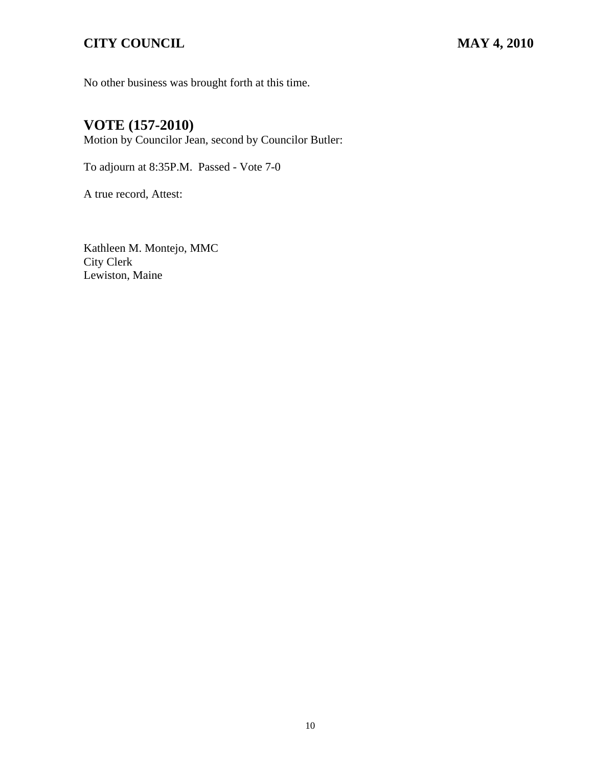No other business was brought forth at this time.

## VOTE (157-2010)

Motion by Councilor Jean, second by Councilor Butler:

To adjourn at 8:35P.M. Passed - Vote 7-0

A true record, Attest:

Kathleen M. Montejo, MMC
City Clerk
Lewiston, Maine